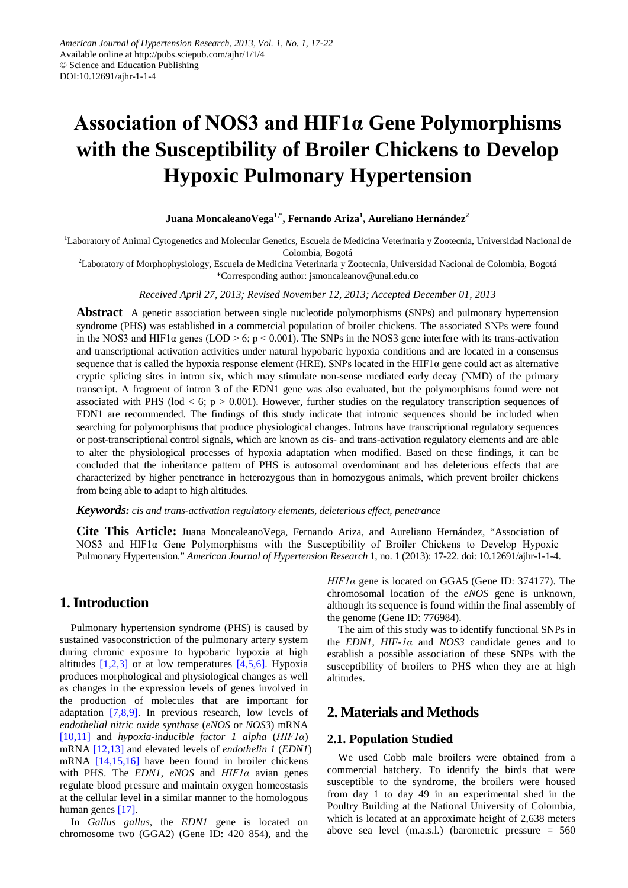American Journal of Hypertension Research, 2013, Vol. 1, No. 1, 17-22
Available online at http://pubs.sciepub.com/ajhr/1/1/4
© Science and Education Publishing
DOI:10.12691/ajhr-1-1-4

# Association of NOS3 and HIF1α Gene Polymorphisms with the Susceptibility of Broiler Chickens to Develop Hypoxic Pulmonary Hypertension

**Juana MoncaleanoVega[1,*], Fernando Ariza[1], Aureliano Hernández[2]**

[1]Laboratory of Animal Cytogenetics and Molecular Genetics, Escuela de Medicina Veterinaria y Zootecnia, Universidad Nacional de Colombia, Bogotá
[2]Laboratory of Morphophysiology, Escuela de Medicina Veterinaria y Zootecnia, Universidad Nacional de Colombia, Bogotá
*Corresponding author: jsmoncaleanov@unal.edu.co

*Received April 27, 2013; Revised November 12, 2013; Accepted December 01, 2013*

**Abstract** A genetic association between single nucleotide polymorphisms (SNPs) and pulmonary hypertension syndrome (PHS) was established in a commercial population of broiler chickens. The associated SNPs were found in the NOS3 and HIF1α genes (LOD > 6; p < 0.001). The SNPs in the NOS3 gene interfere with its trans-activation and transcriptional activation activities under natural hypobaric hypoxia conditions and are located in a consensus sequence that is called the hypoxia response element (HRE). SNPs located in the HIF1α gene could act as alternative cryptic splicing sites in intron six, which may stimulate non-sense mediated early decay (NMD) of the primary transcript. A fragment of intron 3 of the EDN1 gene was also evaluated, but the polymorphisms found were not associated with PHS (lod < 6; p > 0.001). However, further studies on the regulatory transcription sequences of EDN1 are recommended. The findings of this study indicate that intronic sequences should be included when searching for polymorphisms that produce physiological changes. Introns have transcriptional regulatory sequences or post-transcriptional control signals, which are known as cis- and trans-activation regulatory elements and are able to alter the physiological processes of hypoxia adaptation when modified. Based on these findings, it can be concluded that the inheritance pattern of PHS is autosomal overdominant and has deleterious effects that are characterized by higher penetrance in heterozygous than in homozygous animals, which prevent broiler chickens from being able to adapt to high altitudes.

***Keywords:*** *cis and trans-activation regulatory elements, deleterious effect, penetrance*

**Cite This Article:** Juana MoncaleanoVega, Fernando Ariza, and Aureliano Hernández, "Association of NOS3 and HIF1α Gene Polymorphisms with the Susceptibility of Broiler Chickens to Develop Hypoxic Pulmonary Hypertension." *American Journal of Hypertension Research* 1, no. 1 (2013): 17-22. doi: 10.12691/ajhr-1-1-4.

## 1. Introduction

Pulmonary hypertension syndrome (PHS) is caused by sustained vasoconstriction of the pulmonary artery system during chronic exposure to hypobaric hypoxia at high altitudes [1,2,3] or at low temperatures [4,5,6]. Hypoxia produces morphological and physiological changes as well as changes in the expression levels of genes involved in the production of molecules that are important for adaptation [7,8,9]. In previous research, low levels of *endothelial nitric oxide synthase* (*eNOS* or *NOS3*) mRNA [10,11] and *hypoxia-inducible factor 1 alpha* (*HIF1α*) mRNA [12,13] and elevated levels of *endothelin 1* (*EDN1*) mRNA [14,15,16] have been found in broiler chickens with PHS. The *EDN1*, *eNOS* and *HIF1α* avian genes regulate blood pressure and maintain oxygen homeostasis at the cellular level in a similar manner to the homologous human genes [17].

In *Gallus gallus*, the *EDN1* gene is located on chromosome two (GGA2) (Gene ID: 420 854), and the *HIF1α* gene is located on GGA5 (Gene ID: 374177). The chromosomal location of the *eNOS* gene is unknown, although its sequence is found within the final assembly of the genome (Gene ID: 776984).

The aim of this study was to identify functional SNPs in the *EDN1*, *HIF-1α* and *NOS3* candidate genes and to establish a possible association of these SNPs with the susceptibility of broilers to PHS when they are at high altitudes.

## 2. Materials and Methods

### 2.1. Population Studied

We used Cobb male broilers were obtained from a commercial hatchery. To identify the birds that were susceptible to the syndrome, the broilers were housed from day 1 to day 49 in an experimental shed in the Poultry Building at the National University of Colombia, which is located at an approximate height of 2,638 meters above sea level (m.a.s.l.) (barometric pressure = 560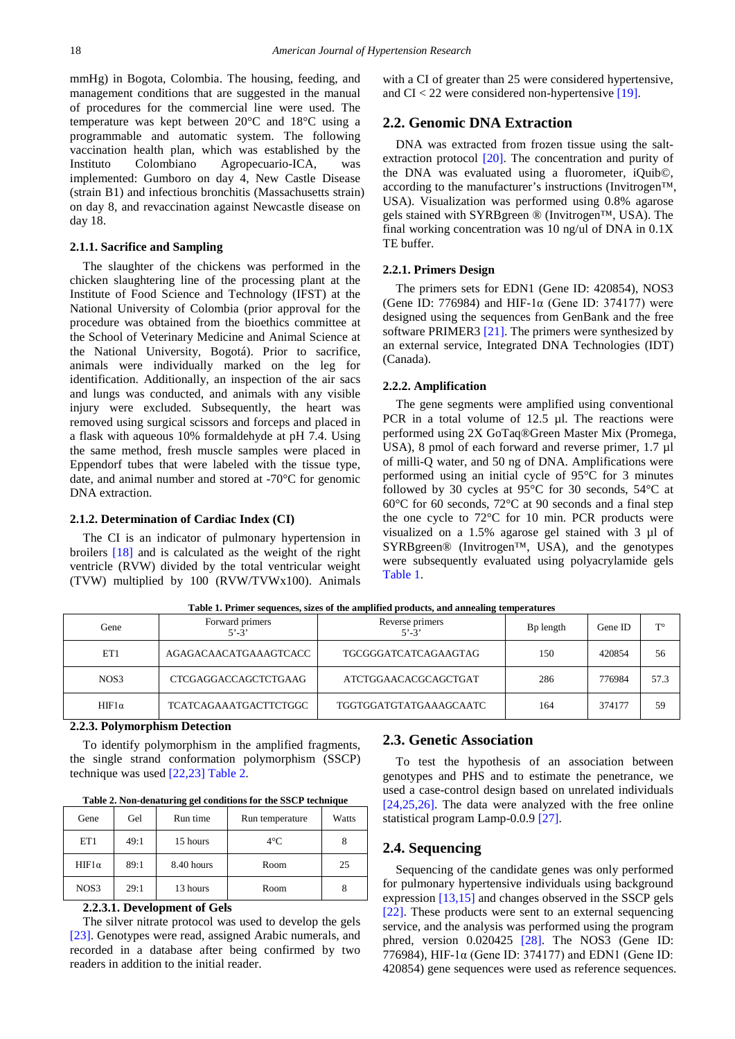mmHg) in Bogota, Colombia. The housing, feeding, and management conditions that are suggested in the manual of procedures for the commercial line were used. The temperature was kept between 20°C and 18°C using a programmable and automatic system. The following vaccination health plan, which was established by the Instituto Colombiano Agropecuario-ICA, was implemented: Gumboro on day 4, New Castle Disease (strain B1) and infectious bronchitis (Massachusetts strain) on day 8, and revaccination against Newcastle disease on day 18.

#### 2.1.1. Sacrifice and Sampling

The slaughter of the chickens was performed in the chicken slaughtering line of the processing plant at the Institute of Food Science and Technology (IFST) at the National University of Colombia (prior approval for the procedure was obtained from the bioethics committee at the School of Veterinary Medicine and Animal Science at the National University, Bogotá). Prior to sacrifice, animals were individually marked on the leg for identification. Additionally, an inspection of the air sacs and lungs was conducted, and animals with any visible injury were excluded. Subsequently, the heart was removed using surgical scissors and forceps and placed in a flask with aqueous 10% formaldehyde at pH 7.4. Using the same method, fresh muscle samples were placed in Eppendorf tubes that were labeled with the tissue type, date, and animal number and stored at -70°C for genomic DNA extraction.

#### 2.1.2. Determination of Cardiac Index (CI)

The CI is an indicator of pulmonary hypertension in broilers [18] and is calculated as the weight of the right ventricle (RVW) divided by the total ventricular weight (TVW) multiplied by 100 (RVW/TVWx100). Animals with a CI of greater than 25 were considered hypertensive, and CI < 22 were considered non-hypertensive [19].

## 2.2. Genomic DNA Extraction

DNA was extracted from frozen tissue using the salt-extraction protocol [20]. The concentration and purity of the DNA was evaluated using a fluorometer, iQuib©, according to the manufacturer's instructions (Invitrogen™, USA). Visualization was performed using 0.8% agarose gels stained with SYRBgreen ® (Invitrogen™, USA). The final working concentration was 10 ng/ul of DNA in 0.1X TE buffer.

#### 2.2.1. Primers Design

The primers sets for EDN1 (Gene ID: 420854), NOS3 (Gene ID: 776984) and HIF-1α (Gene ID: 374177) were designed using the sequences from GenBank and the free software PRIMER3 [21]. The primers were synthesized by an external service, Integrated DNA Technologies (IDT) (Canada).

#### 2.2.2. Amplification

The gene segments were amplified using conventional PCR in a total volume of 12.5 µl. The reactions were performed using 2X GoTaq®Green Master Mix (Promega, USA), 8 pmol of each forward and reverse primer, 1.7 µl of milli-Q water, and 50 ng of DNA. Amplifications were performed using an initial cycle of 95°C for 3 minutes followed by 30 cycles at 95°C for 30 seconds, 54°C at 60°C for 60 seconds, 72°C at 90 seconds and a final step the one cycle to 72°C for 10 min. PCR products were visualized on a 1.5% agarose gel stained with 3 µl of SYRBgreen® (Invitrogen™, USA), and the genotypes were subsequently evaluated using polyacrylamide gels Table 1.

**Table 1. Primer sequences, sizes of the amplified products, and annealing temperatures**

| Gene | Forward primers 5'-3' | Reverse primers 5'-3' | Bp length | Gene ID | T° |
|---|---|---|---|---|---|
| ET1 | AGAGACAACATGAAAGTCACC | TGCGGGATCATCAGAAGTAG | 150 | 420854 | 56 |
| NOS3 | CTCGAGGACCAGCTCTGAAG | ATCTGGAACACGCAGCTGAT | 286 | 776984 | 57.3 |
| HIF1α | TCATCAGAAATGACTTCTGGC | TGGTGGATGTATGAAAGCAATC | 164 | 374177 | 59 |

#### 2.2.3. Polymorphism Detection

To identify polymorphism in the amplified fragments, the single strand conformation polymorphism (SSCP) technique was used [22,23] Table 2.

**Table 2. Non-denaturing gel conditions for the SSCP technique**

| Gene | Gel | Run time | Run temperature | Watts |
|---|---|---|---|---|
| ET1 | 49:1 | 15 hours | 4°C | 8 |
| HIF1α | 89:1 | 8.40 hours | Room | 25 |
| NOS3 | 29:1 | 13 hours | Room | 8 |

##### 2.2.3.1. Development of Gels

The silver nitrate protocol was used to develop the gels [23]. Genotypes were read, assigned Arabic numerals, and recorded in a database after being confirmed by two readers in addition to the initial reader.

## 2.3. Genetic Association

To test the hypothesis of an association between genotypes and PHS and to estimate the penetrance, we used a case-control design based on unrelated individuals [24,25,26]. The data were analyzed with the free online statistical program Lamp-0.0.9 [27].

## 2.4. Sequencing

Sequencing of the candidate genes was only performed for pulmonary hypertensive individuals using background expression [13,15] and changes observed in the SSCP gels [22]. These products were sent to an external sequencing service, and the analysis was performed using the program phred, version 0.020425 [28]. The NOS3 (Gene ID: 776984), HIF-1α (Gene ID: 374177) and EDN1 (Gene ID: 420854) gene sequences were used as reference sequences.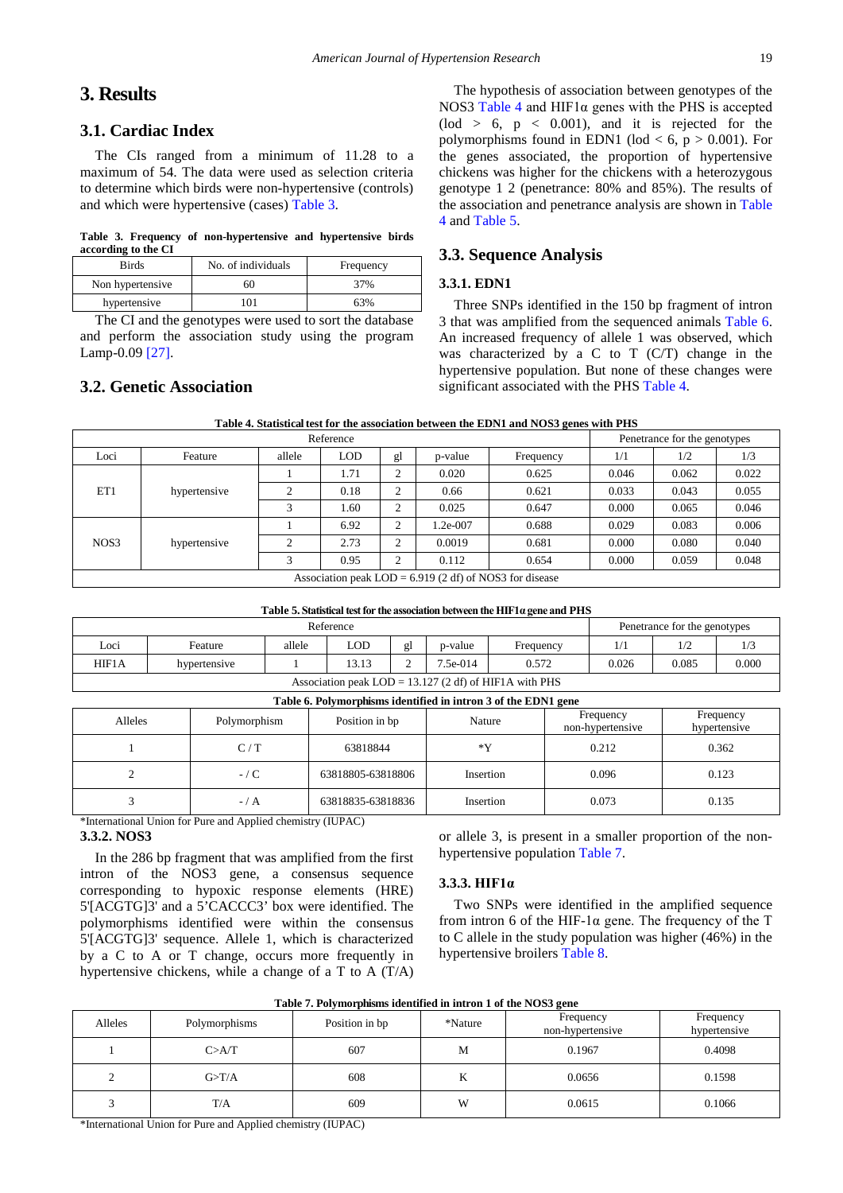## 3. Results

### 3.1. Cardiac Index

The CIs ranged from a minimum of 11.28 to a maximum of 54. The data were used as selection criteria to determine which birds were non-hypertensive (controls) and which were hypertensive (cases) Table 3.

**Table 3. Frequency of non-hypertensive and hypertensive birds according to the CI**

| Birds | No. of individuals | Frequency |
|---|---|---|
| Non hypertensive | 60 | 37% |
| hypertensive | 101 | 63% |

The CI and the genotypes were used to sort the database and perform the association study using the program Lamp-0.09 [27].

### 3.2. Genetic Association

The hypothesis of association between genotypes of the NOS3 Table 4 and HIF1α genes with the PHS is accepted (lod > 6, p < 0.001), and it is rejected for the polymorphisms found in EDN1 (lod < 6, p > 0.001). For the genes associated, the proportion of hypertensive chickens was higher for the chickens with a heterozygous genotype 1 2 (penetrance: 80% and 85%). The results of the association and penetrance analysis are shown in Table 4 and Table 5.

### 3.3. Sequence Analysis

#### 3.3.1. EDN1

Three SNPs identified in the 150 bp fragment of intron 3 that was amplified from the sequenced animals Table 6. An increased frequency of allele 1 was observed, which was characterized by a C to T (C/T) change in the hypertensive population. But none of these changes were significant associated with the PHS Table 4.

**Table 4. Statistical test for the association between the EDN1 and NOS3 genes with PHS**

| Reference | | | | | | | Penetrance for the genotypes | | |
|---|---|---|---|---|---|---|---|---|---|
| Loci | Feature | allele | LOD | gl | p-value | Frequency | 1/1 | 1/2 | 1/3 |
| ET1 | hypertensive | 1 | 1.71 | 2 | 0.020 | 0.625 | 0.046 | 0.062 | 0.022 |
| | | 2 | 0.18 | 2 | 0.66 | 0.621 | 0.033 | 0.043 | 0.055 |
| | | 3 | 1.60 | 2 | 0.025 | 0.647 | 0.000 | 0.065 | 0.046 |
| NOS3 | hypertensive | 1 | 6.92 | 2 | 1.2e-007 | 0.688 | 0.029 | 0.083 | 0.006 |
| | | 2 | 2.73 | 2 | 0.0019 | 0.681 | 0.000 | 0.080 | 0.040 |
| | | 3 | 0.95 | 2 | 0.112 | 0.654 | 0.000 | 0.059 | 0.048 |
| Association peak LOD = 6.919 (2 df) of NOS3 for disease | | | | | | | | | |

**Table 5. Statistical test for the association between the HIF1α gene and PHS**

| Reference | | | | | | | Penetrance for the genotypes | | |
|---|---|---|---|---|---|---|---|---|---|
| Loci | Feature | allele | LOD | gl | p-value | Frequency | 1/1 | 1/2 | 1/3 |
| HIF1A | hypertensive | 1 | 13.13 | 2 | 7.5e-014 | 0.572 | 0.026 | 0.085 | 0.000 |
| Association peak LOD = 13.127 (2 df) of HIF1A with PHS | | | | | | | | | |

**Table 6. Polymorphisms identified in intron 3 of the EDN1 gene**

| Alleles | Polymorphism | Position in bp | Nature | Frequency non-hypertensive | Frequency hypertensive |
|---|---|---|---|---|---|
| 1 | C / T | 63818844 | *Y | 0.212 | 0.362 |
| 2 | - / C | 63818805-63818806 | Insertion | 0.096 | 0.123 |
| 3 | - / A | 63818835-63818836 | Insertion | 0.073 | 0.135 |

*International Union for Pure and Applied chemistry (IUPAC)

#### 3.3.2. NOS3

In the 286 bp fragment that was amplified from the first intron of the NOS3 gene, a consensus sequence corresponding to hypoxic response elements (HRE) 5'[ACGTG]3' and a 5'CACCC3' box were identified. The polymorphisms identified were within the consensus 5'[ACGTG]3' sequence. Allele 1, which is characterized by a C to A or T change, occurs more frequently in hypertensive chickens, while a change of a T to A (T/A) or allele 3, is present in a smaller proportion of the non-hypertensive population Table 7.

#### 3.3.3. HIF1α

Two SNPs were identified in the amplified sequence from intron 6 of the HIF-1α gene. The frequency of the T to C allele in the study population was higher (46%) in the hypertensive broilers Table 8.

**Table 7. Polymorphisms identified in intron 1 of the NOS3 gene**

| Alleles | Polymorphisms | Position in bp | *Nature | Frequency non-hypertensive | Frequency hypertensive |
|---|---|---|---|---|---|
| 1 | C>A/T | 607 | M | 0.1967 | 0.4098 |
| 2 | G>T/A | 608 | K | 0.0656 | 0.1598 |
| 3 | T/A | 609 | W | 0.0615 | 0.1066 |

*International Union for Pure and Applied chemistry (IUPAC)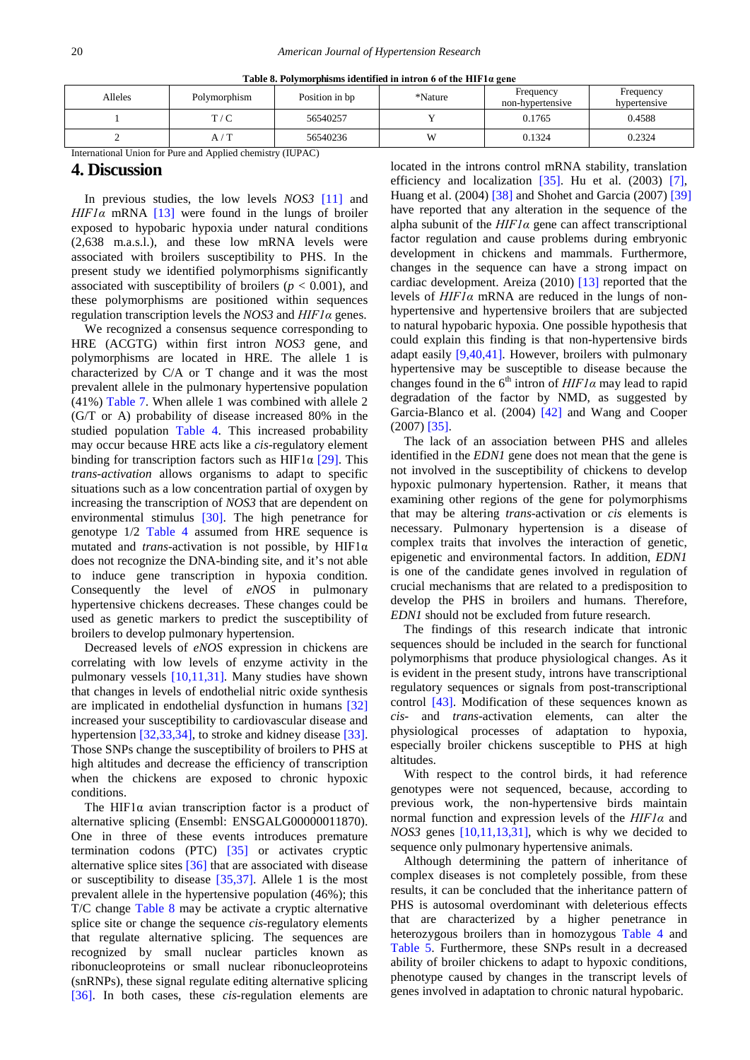**Table 8. Polymorphisms identified in intron 6 of the HIF1α gene**

| Alleles | Polymorphism | Position in bp | *Nature | Frequency non-hypertensive | Frequency hypertensive |
|---|---|---|---|---|---|
| 1 | T / C | 56540257 | Y | 0.1765 | 0.4588 |
| 2 | A / T | 56540236 | W | 0.1324 | 0.2324 |

International Union for Pure and Applied chemistry (IUPAC)

## 4. Discussion

In previous studies, the low levels *NOS3* [11] and *HIF1α* mRNA [13] were found in the lungs of broiler exposed to hypobaric hypoxia under natural conditions (2,638 m.a.s.l.), and these low mRNA levels were associated with broilers susceptibility to PHS. In the present study we identified polymorphisms significantly associated with susceptibility of broilers ($p < 0.001$), and these polymorphisms are positioned within sequences regulation transcription levels the *NOS3* and *HIF1α* genes.

We recognized a consensus sequence corresponding to HRE (ACGTG) within first intron *NOS3* gene, and polymorphisms are located in HRE. The allele 1 is characterized by C/A or T change and it was the most prevalent allele in the pulmonary hypertensive population (41%) Table 7. When allele 1 was combined with allele 2 (G/T or A) probability of disease increased 80% in the studied population Table 4. This increased probability may occur because HRE acts like a *cis*-regulatory element binding for transcription factors such as HIF1α [29]. This *trans-activation* allows organisms to adapt to specific situations such as a low concentration partial of oxygen by increasing the transcription of *NOS3* that are dependent on environmental stimulus [30]. The high penetrance for genotype 1/2 Table 4 assumed from HRE sequence is mutated and *trans*-activation is not possible, by HIF1α does not recognize the DNA-binding site, and it's not able to induce gene transcription in hypoxia condition. Consequently the level of *eNOS* in pulmonary hypertensive chickens decreases. These changes could be used as genetic markers to predict the susceptibility of broilers to develop pulmonary hypertension.

Decreased levels of *eNOS* expression in chickens are correlating with low levels of enzyme activity in the pulmonary vessels [10,11,31]. Many studies have shown that changes in levels of endothelial nitric oxide synthesis are implicated in endothelial dysfunction in humans [32] increased your susceptibility to cardiovascular disease and hypertension [32,33,34], to stroke and kidney disease [33]. Those SNPs change the susceptibility of broilers to PHS at high altitudes and decrease the efficiency of transcription when the chickens are exposed to chronic hypoxic conditions.

The HIF1α avian transcription factor is a product of alternative splicing (Ensembl: ENSGALG00000011870). One in three of these events introduces premature termination codons (PTC) [35] or activates cryptic alternative splice sites [36] that are associated with disease or susceptibility to disease [35,37]. Allele 1 is the most prevalent allele in the hypertensive population (46%); this T/C change Table 8 may be activate a cryptic alternative splice site or change the sequence *cis*-regulatory elements that regulate alternative splicing. The sequences are recognized by small nuclear particles known as ribonucleoproteins or small nuclear ribonucleoproteins (snRNPs), these signal regulate editing alternative splicing [36]. In both cases, these *cis*-regulation elements are located in the introns control mRNA stability, translation efficiency and localization [35]. Hu et al. (2003) [7], Huang et al. (2004) [38] and Shohet and Garcia (2007) [39] have reported that any alteration in the sequence of the alpha subunit of the *HIF1α* gene can affect transcriptional factor regulation and cause problems during embryonic development in chickens and mammals. Furthermore, changes in the sequence can have a strong impact on cardiac development. Areiza (2010) [13] reported that the levels of *HIF1α* mRNA are reduced in the lungs of non-hypertensive and hypertensive broilers that are subjected to natural hypobaric hypoxia. One possible hypothesis that could explain this finding is that non-hypertensive birds adapt easily [9,40,41]. However, broilers with pulmonary hypertensive may be susceptible to disease because the changes found in the 6th intron of *HIF1α* may lead to rapid degradation of the factor by NMD, as suggested by Garcia-Blanco et al. (2004) [42] and Wang and Cooper (2007) [35].

The lack of an association between PHS and alleles identified in the *EDN1* gene does not mean that the gene is not involved in the susceptibility of chickens to develop hypoxic pulmonary hypertension. Rather, it means that examining other regions of the gene for polymorphisms that may be altering *trans*-activation or *cis* elements is necessary. Pulmonary hypertension is a disease of complex traits that involves the interaction of genetic, epigenetic and environmental factors. In addition, *EDN1* is one of the candidate genes involved in regulation of crucial mechanisms that are related to a predisposition to develop the PHS in broilers and humans. Therefore, *EDN1* should not be excluded from future research.

The findings of this research indicate that intronic sequences should be included in the search for functional polymorphisms that produce physiological changes. As it is evident in the present study, introns have transcriptional regulatory sequences or signals from post-transcriptional control [43]. Modification of these sequences known as *cis*- and *trans*-activation elements, can alter the physiological processes of adaptation to hypoxia, especially broiler chickens susceptible to PHS at high altitudes.

With respect to the control birds, it had reference genotypes were not sequenced, because, according to previous work, the non-hypertensive birds maintain normal function and expression levels of the *HIF1α* and *NOS3* genes [10,11,13,31], which is why we decided to sequence only pulmonary hypertensive animals.

Although determining the pattern of inheritance of complex diseases is not completely possible, from these results, it can be concluded that the inheritance pattern of PHS is autosomal overdominant with deleterious effects that are characterized by a higher penetrance in heterozygous broilers than in homozygous Table 4 and Table 5. Furthermore, these SNPs result in a decreased ability of broiler chickens to adapt to hypoxic conditions, phenotype caused by changes in the transcript levels of genes involved in adaptation to chronic natural hypobaric.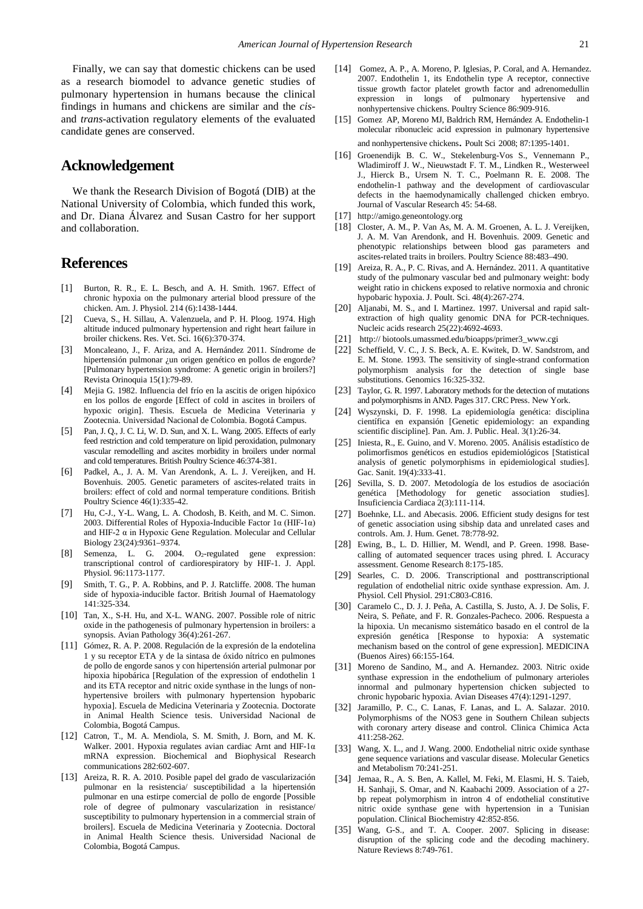Finally, we can say that domestic chickens can be used as a research biomodel to advance genetic studies of pulmonary hypertension in humans because the clinical findings in humans and chickens are similar and the *cis*- and *trans*-activation regulatory elements of the evaluated candidate genes are conserved.

## Acknowledgement

We thank the Research Division of Bogotá (DIB) at the National University of Colombia, which funded this work, and Dr. Diana Álvarez and Susan Castro for her support and collaboration.

## References

[1] Burton, R. R., E. L. Besch, and A. H. Smith. 1967. Effect of chronic hypoxia on the pulmonary arterial blood pressure of the chicken. Am. J. Physiol. 214 (6):1438-1444.

[2] Cueva, S., H. Sillau, A. Valenzuela, and P. H. Ploog. 1974. High altitude induced pulmonary hypertension and right heart failure in broiler chickens. Res. Vet. Sci. 16(6):370-374.

[3] Moncaleano, J., F. Ariza, and A. Hernández 2011. Síndrome de hipertensión pulmonar ¿un origen genético en pollos de engorde? [Pulmonary hypertension syndrome: A genetic origin in broilers?] Revista Orinoquia 15(1):79-89.

[4] Mejia G. 1982. Influencia del frío en la ascitis de origen hipóxico en los pollos de engorde [Effect of cold in ascites in broilers of hypoxic origin]. Thesis. Escuela de Medicina Veterinaria y Zootecnia. Universidad Nacional de Colombia. Bogotá Campus.

[5] Pan, J. Q., J. C. Li, W. D. Sun, and X. L. Wang. 2005. Effects of early feed restriction and cold temperature on lipid peroxidation, pulmonary vascular remodelling and ascites morbidity in broilers under normal and cold temperatures. British Poultry Science 46:374-381.

[6] Padkel, A., J. A. M. Van Arendonk, A. L. J. Vereijken, and H. Bovenhuis. 2005. Genetic parameters of ascites-related traits in broilers: effect of cold and normal temperature conditions. British Poultry Science 46(1):335-42.

[7] Hu, C-J., Y-L. Wang, L. A. Chodosh, B. Keith, and M. C. Simon. 2003. Differential Roles of Hypoxia-Inducible Factor 1α (HIF-1α) and HIF-2 α in Hypoxic Gene Regulation. Molecular and Cellular Biology 23(24):9361–9374.

[8] Semenza, L. G. 2004. $O_2$-regulated gene expression: transcriptional control of cardiorespiratory by HIF-1. J. Appl. Physiol. 96:1173-1177.

[9] Smith, T. G., P. A. Robbins, and P. J. Ratcliffe. 2008. The human side of hypoxia-inducible factor. British Journal of Haematology 141:325-334.

[10] Tan, X., S-H. Hu, and X-L. WANG. 2007. Possible role of nitric oxide in the pathogenesis of pulmonary hypertension in broilers: a synopsis. Avian Pathology 36(4):261-267.

[11] Gómez, R. A. P. 2008. Regulación de la expresión de la endotelina 1 y su receptor ETA y de la sintasa de óxido nítrico en pulmones de pollo de engorde sanos y con hipertensión arterial pulmonar por hipoxia hipobárica [Regulation of the expression of endothelin 1 and its ETA receptor and nitric oxide synthase in the lungs of non-hypertensive broilers with pulmonary hypertension hypobaric hypoxia]. Escuela de Medicina Veterinaria y Zootecnia. Doctorate in Animal Health Science tesis. Universidad Nacional de Colombia, Bogotá Campus.

[12] Catron, T., M. A. Mendiola, S. M. Smith, J. Born, and M. K. Walker. 2001. Hypoxia regulates avian cardiac Arnt and HIF-1α mRNA expression. Biochemical and Biophysical Research communications 282:602-607.

[13] Areiza, R. R. A. 2010. Posible papel del grado de vascularización pulmonar en la resistencia/ susceptibilidad a la hipertensión pulmonar en una estirpe comercial de pollo de engorde [Possible role of degree of pulmonary vascularization in resistance/ susceptibility to pulmonary hypertension in a commercial strain of broilers]. Escuela de Medicina Veterinaria y Zootecnia. Doctoral in Animal Health Science thesis. Universidad Nacional de Colombia, Bogotá Campus.

[14] Gomez, A. P., A. Moreno, P. Iglesias, P. Coral, and A. Hernandez. 2007. Endothelin 1, its Endothelin type A receptor, connective tissue growth factor platelet growth factor and adrenomedullin expression in longs of pulmonary hypertensive and nonhypertensive chickens. Poultry Science 86:909-916.

[15] Gomez AP, Moreno MJ, Baldrich RM, Hernández A. Endothelin-1 molecular ribonucleic acid expression in pulmonary hypertensive and nonhypertensive chickens. Poult Sci 2008; 87:1395-1401.

[16] Groenendijk B. C. W., Stekelenburg-Vos S., Vennemann P., Wladimiroff J. W., Nieuwstadt F. T. M., Lindken R., Westerweel J., Hierck B., Ursem N. T. C., Poelmann R. E. 2008. The endothelin-1 pathway and the development of cardiovascular defects in the haemodynamically challenged chicken embryo. Journal of Vascular Research 45: 54-68.

[17] http://amigo.geneontology.org

[18] Closter, A. M., P. Van As, M. A. M. Groenen, A. L. J. Vereijken, J. A. M. Van Arendonk, and H. Bovenhuis. 2009. Genetic and phenotypic relationships between blood gas parameters and ascites-related traits in broilers. Poultry Science 88:483–490.

[19] Areiza, R. A., P. C. Rivas, and A. Hernández. 2011. A quantitative study of the pulmonary vascular bed and pulmonary weight: body weight ratio in chickens exposed to relative normoxia and chronic hypobaric hypoxia. J. Poult. Sci. 48(4):267-274.

[20] Aljanabi, M. S., and I. Martinez. 1997. Universal and rapid salt-extraction of high quality genomic DNA for PCR-techniques. Nucleic acids research 25(22):4692-4693.

[21] http:// biotools.umassmed.edu/bioapps/primer3_www.cgi

[22] Scheffield, V. C., J. S. Beck, A. E. Kwitek, D. W. Sandstrom, and E. M. Stone. 1993. The sensitivity of single-strand conformation polymorphism analysis for the detection of single base substitutions. Genomics 16:325-332.

[23] Taylor, G. R. 1997. Laboratory methods for the detection of mutations and polymorphisms in AND. Pages 317. CRC Press. New York.

[24] Wyszynski, D. F. 1998. La epidemiología genética: disciplina científica en expansión [Genetic epidemiology: an expanding scientific discipline]. Pan. Am. J. Public. Heal. 3(1):26-34.

[25] Iniesta, R., E. Guino, and V. Moreno. 2005. Análisis estadístico de polimorfismos genéticos en estudios epidemiológicos [Statistical analysis of genetic polymorphisms in epidemiological studies]. Gac. Sanit. 19(4):333-41.

[26] Sevilla, S. D. 2007. Metodología de los estudios de asociación genética [Methodology for genetic association studies]. Insuficiencia Cardiaca 2(3):111-114.

[27] Boehnke, LL. and Abecasis. 2006. Efficient study designs for test of genetic association using sibship data and unrelated cases and controls. Am. J. Hum. Genet. 78:778-92.

[28] Ewing, B., L. D. Hillier, M. Wendl, and P. Green. 1998. Base-calling of automated sequencer traces using phred. I. Accuracy assessment. Genome Research 8:175-185.

[29] Searles, C. D. 2006. Transcriptional and posttranscriptional regulation of endothelial nitric oxide synthase expression. Am. J. Physiol. Cell Physiol. 291:C803-C816.

[30] Caramelo C., D. J. J. Peña, A. Castilla, S. Justo, A. J. De Solis, F. Neira, S. Peñate, and F. R. Gonzales-Pacheco. 2006. Respuesta a la hipoxia. Un mecanismo sistemático basado en el control de la expresión genética [Response to hypoxia: A systematic mechanism based on the control of gene expression]. MEDICINA (Buenos Aires) 66:155-164.

[31] Moreno de Sandino, M., and A. Hernandez. 2003. Nitric oxide synthase expression in the endothelium of pulmonary arterioles innormal and pulmonary hypertension chicken subjected to chronic hypobaric hypoxia. Avian Diseases 47(4):1291-1297.

[32] Jaramillo, P. C., C. Lanas, F. Lanas, and L. A. Salazar. 2010. Polymorphisms of the NOS3 gene in Southern Chilean subjects with coronary artery disease and control. Clinica Chimica Acta 411:258-262.

[33] Wang, X. L., and J. Wang. 2000. Endothelial nitric oxide synthase gene sequence variations and vascular disease. Molecular Genetics and Metabolism 70:241-251.

[34] Jemaa, R., A. S. Ben, A. Kallel, M. Feki, M. Elasmi, H. S. Taieb, H. Sanhaji, S. Omar, and N. Kaabachi 2009. Association of a 27-bp repeat polymorphism in intron 4 of endothelial constitutive nitric oxide synthase gene with hypertension in a Tunisian population. Clinical Biochemistry 42:852-856.

[35] Wang, G-S., and T. A. Cooper. 2007. Splicing in disease: disruption of the splicing code and the decoding machinery. Nature Reviews 8:749-761.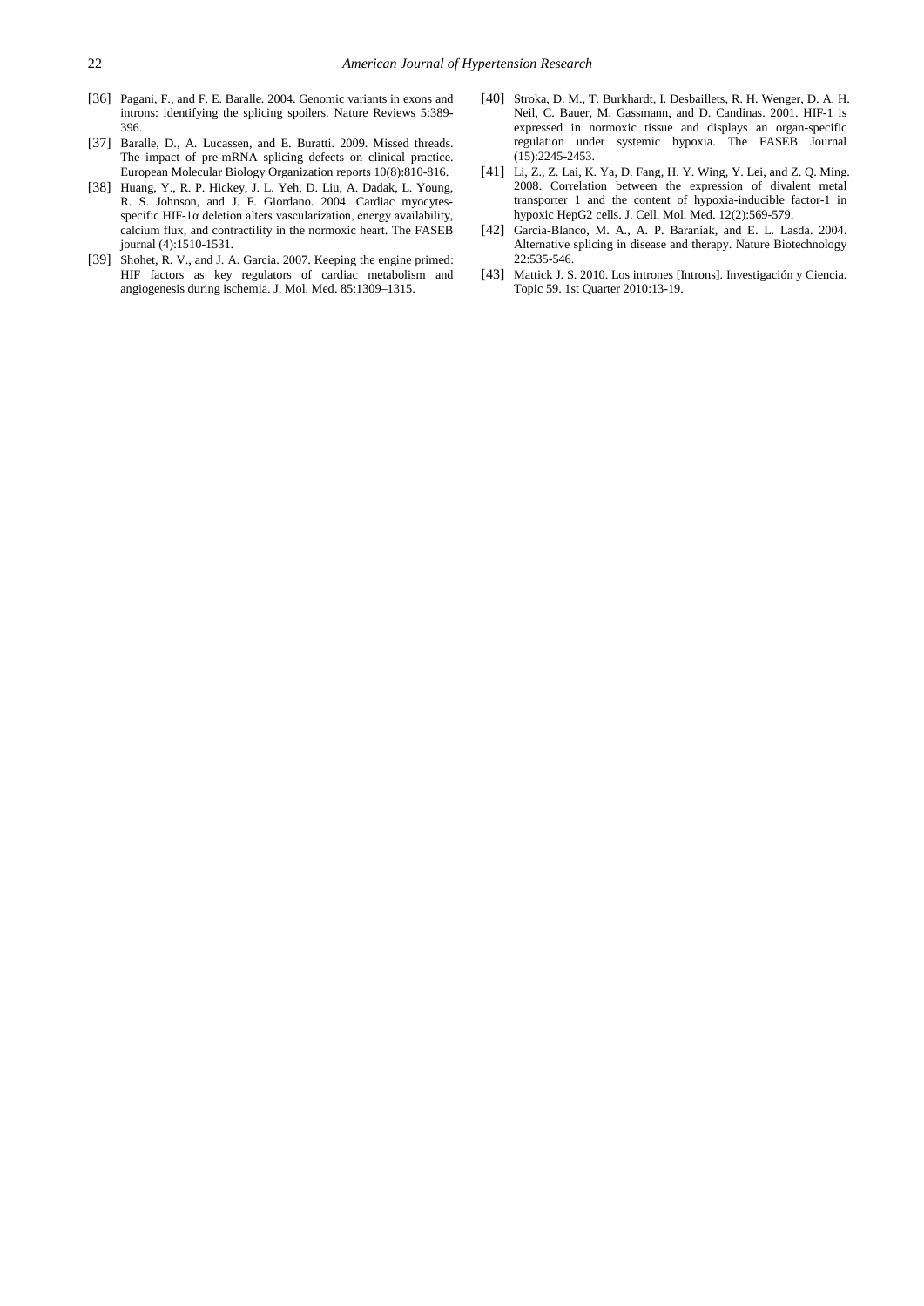[36] Pagani, F., and F. E. Baralle. 2004. Genomic variants in exons and introns: identifying the splicing spoilers. Nature Reviews 5:389-396.

[37] Baralle, D., A. Lucassen, and E. Buratti. 2009. Missed threads. The impact of pre-mRNA splicing defects on clinical practice. European Molecular Biology Organization reports 10(8):810-816.

[38] Huang, Y., R. P. Hickey, J. L. Yeh, D. Liu, A. Dadak, L. Young, R. S. Johnson, and J. F. Giordano. 2004. Cardiac myocytes-specific HIF-1α deletion alters vascularization, energy availability, calcium flux, and contractility in the normoxic heart. The FASEB journal (4):1510-1531.

[39] Shohet, R. V., and J. A. Garcia. 2007. Keeping the engine primed: HIF factors as key regulators of cardiac metabolism and angiogenesis during ischemia. J. Mol. Med. 85:1309–1315.

[40] Stroka, D. M., T. Burkhardt, I. Desbaillets, R. H. Wenger, D. A. H. Neil, C. Bauer, M. Gassmann, and D. Candinas. 2001. HIF-1 is expressed in normoxic tissue and displays an organ-specific regulation under systemic hypoxia. The FASEB Journal (15):2245-2453.

[41] Li, Z., Z. Lai, K. Ya, D. Fang, H. Y. Wing, Y. Lei, and Z. Q. Ming. 2008. Correlation between the expression of divalent metal transporter 1 and the content of hypoxia-inducible factor-1 in hypoxic HepG2 cells. J. Cell. Mol. Med. 12(2):569-579.

[42] Garcia-Blanco, M. A., A. P. Baraniak, and E. L. Lasda. 2004. Alternative splicing in disease and therapy. Nature Biotechnology 22:535-546.

[43] Mattick J. S. 2010. Los intrones [Introns]. Investigación y Ciencia. Topic 59. 1st Quarter 2010:13-19.